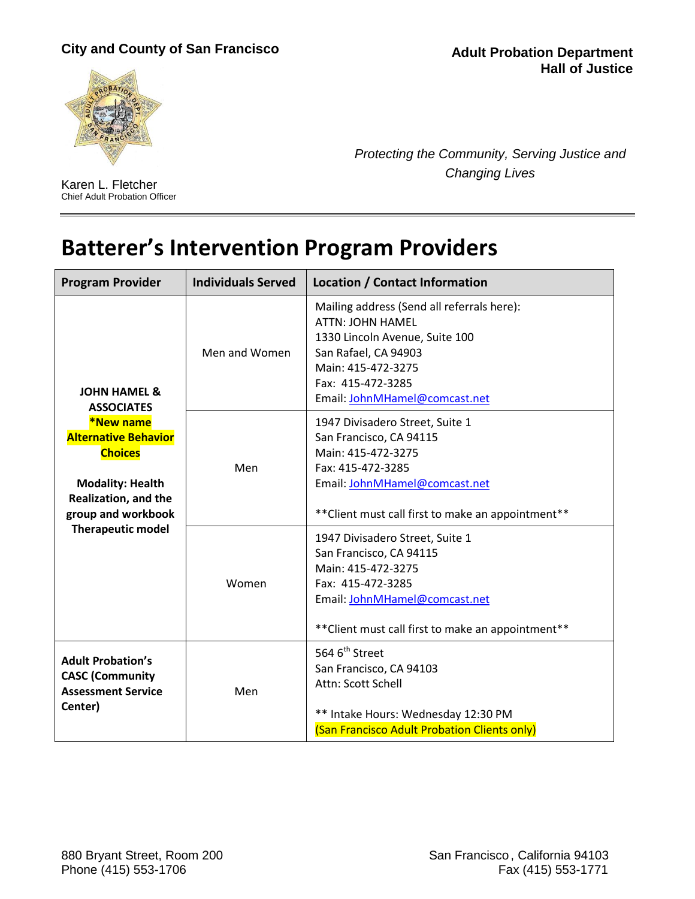**City and County of San Francisco**

**Adult Probation Department**
**Hall of Justice**

*Protecting the Community, Serving Justice and Changing Lives*

Karen L. Fletcher
Chief Adult Probation Officer

# Batterer's Intervention Program Providers

| Program Provider | Individuals Served | Location / Contact Information |
|---|---|---|
| **JOHN HAMEL & ASSOCIATES** **\*New name Alternative Behavior Choices** **Modality: Health Realization, and the group and workbook Therapeutic model** | Men and Women | Mailing address (Send all referrals here):<br>ATTN: JOHN HAMEL<br>1330 Lincoln Avenue, Suite 100<br>San Rafael, CA 94903<br>Main: 415-472-3275<br>Fax: 415-472-3285<br>Email: JohnMHamel@comcast.net |
| | Men | 1947 Divisadero Street, Suite 1<br>San Francisco, CA 94115<br>Main: 415-472-3275<br>Fax: 415-472-3285<br>Email: JohnMHamel@comcast.net<br><br>\*\*Client must call first to make an appointment\*\* |
| | Women | 1947 Divisadero Street, Suite 1<br>San Francisco, CA 94115<br>Main: 415-472-3275<br>Fax: 415-472-3285<br>Email: JohnMHamel@comcast.net<br><br>\*\*Client must call first to make an appointment\*\* |
| **Adult Probation's CASC (Community Assessment Service Center)** | Men | 564 6th Street<br>San Francisco, CA 94103<br>Attn: Scott Schell<br><br>\*\* Intake Hours: Wednesday 12:30 PM<br>(San Francisco Adult Probation Clients only) |

880 Bryant Street, Room 200
Phone (415) 553-1706

San Francisco, California 94103
Fax (415) 553-1771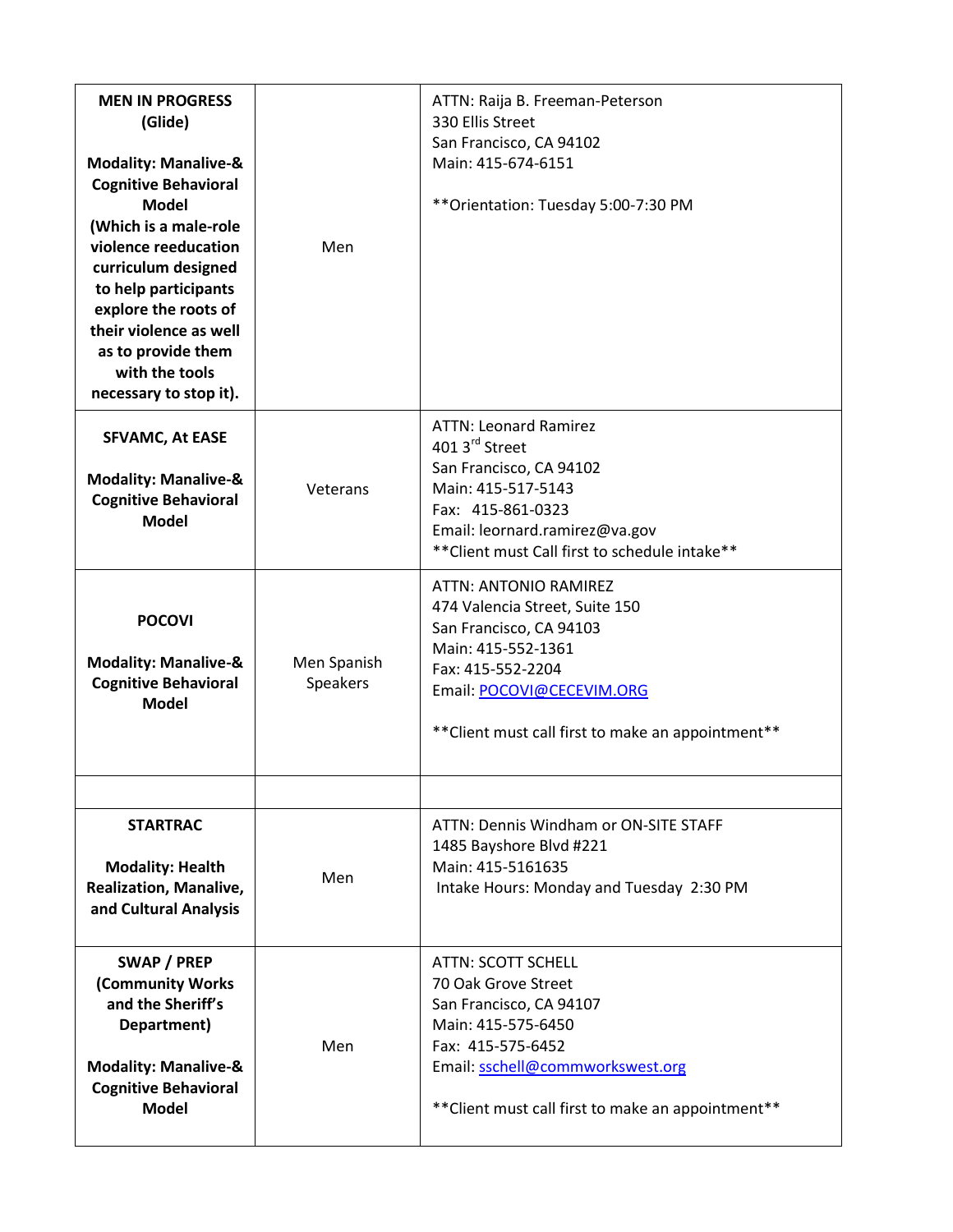| | | |
|---|---|---|
| **MEN IN PROGRESS (Glide)**<br><br>**Modality: Manalive-& Cognitive Behavioral Model (Which is a male-role violence reeducation curriculum designed to help participants explore the roots of their violence as well as to provide them with the tools necessary to stop it).** | Men | ATTN: Raija B. Freeman-Peterson<br>330 Ellis Street<br>San Francisco, CA 94102<br>Main: 415-674-6151<br><br>**Orientation: Tuesday 5:00-7:30 PM |
| **SFVAMC, At EASE**<br><br>**Modality: Manalive-& Cognitive Behavioral Model** | Veterans | ATTN: Leonard Ramirez<br>401 3rd Street<br>San Francisco, CA 94102<br>Main: 415-517-5143<br>Fax: 415-861-0323<br>Email: leornard.ramirez@va.gov<br>**Client must Call first to schedule intake** |
| **POCOVI**<br><br>**Modality: Manalive-& Cognitive Behavioral Model** | Men Spanish Speakers | ATTN: ANTONIO RAMIREZ<br>474 Valencia Street, Suite 150<br>San Francisco, CA 94103<br>Main: 415-552-1361<br>Fax: 415-552-2204<br>Email: POCOVI@CECEVIM.ORG<br><br>**Client must call first to make an appointment** |
| | | |
| **STARTRAC**<br><br>**Modality: Health Realization, Manalive, and Cultural Analysis** | Men | ATTN: Dennis Windham or ON-SITE STAFF<br>1485 Bayshore Blvd #221<br>Main: 415-5161635<br>Intake Hours: Monday and Tuesday 2:30 PM |
| **SWAP / PREP (Community Works and the Sheriff's Department)**<br><br>**Modality: Manalive-& Cognitive Behavioral Model** | Men | ATTN: SCOTT SCHELL<br>70 Oak Grove Street<br>San Francisco, CA 94107<br>Main: 415-575-6450<br>Fax: 415-575-6452<br>Email: sschell@commworkswest.org<br><br>**Client must call first to make an appointment** |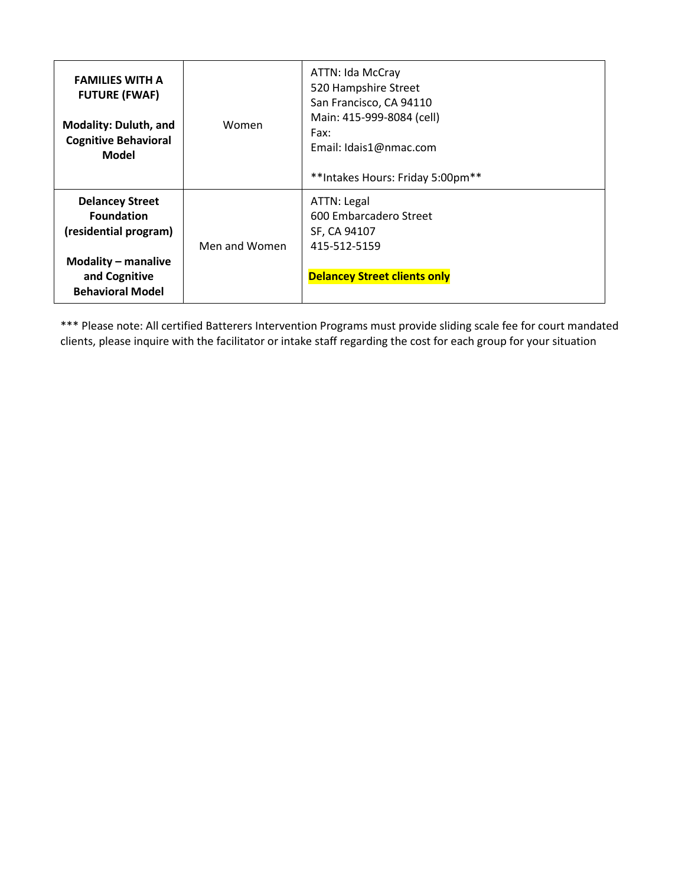| | | |
|---|---|---|
| **FAMILIES WITH A FUTURE (FWAF)**<br><br>**Modality: Duluth, and Cognitive Behavioral Model** | Women | ATTN: Ida McCray<br>520 Hampshire Street<br>San Francisco, CA 94110<br>Main: 415-999-8084 (cell)<br>Fax:<br>Email: Idais1@nmac.com<br><br>**Intakes Hours: Friday 5:00pm** |
| **Delancey Street Foundation (residential program)**<br><br>**Modality – manalive and Cognitive Behavioral Model** | Men and Women | ATTN: Legal<br>600 Embarcadero Street<br>SF, CA 94107<br>415-512-5159<br><br>**Delancey Street clients only** |

*** Please note: All certified Batterers Intervention Programs must provide sliding scale fee for court mandated clients, please inquire with the facilitator or intake staff regarding the cost for each group for your situation